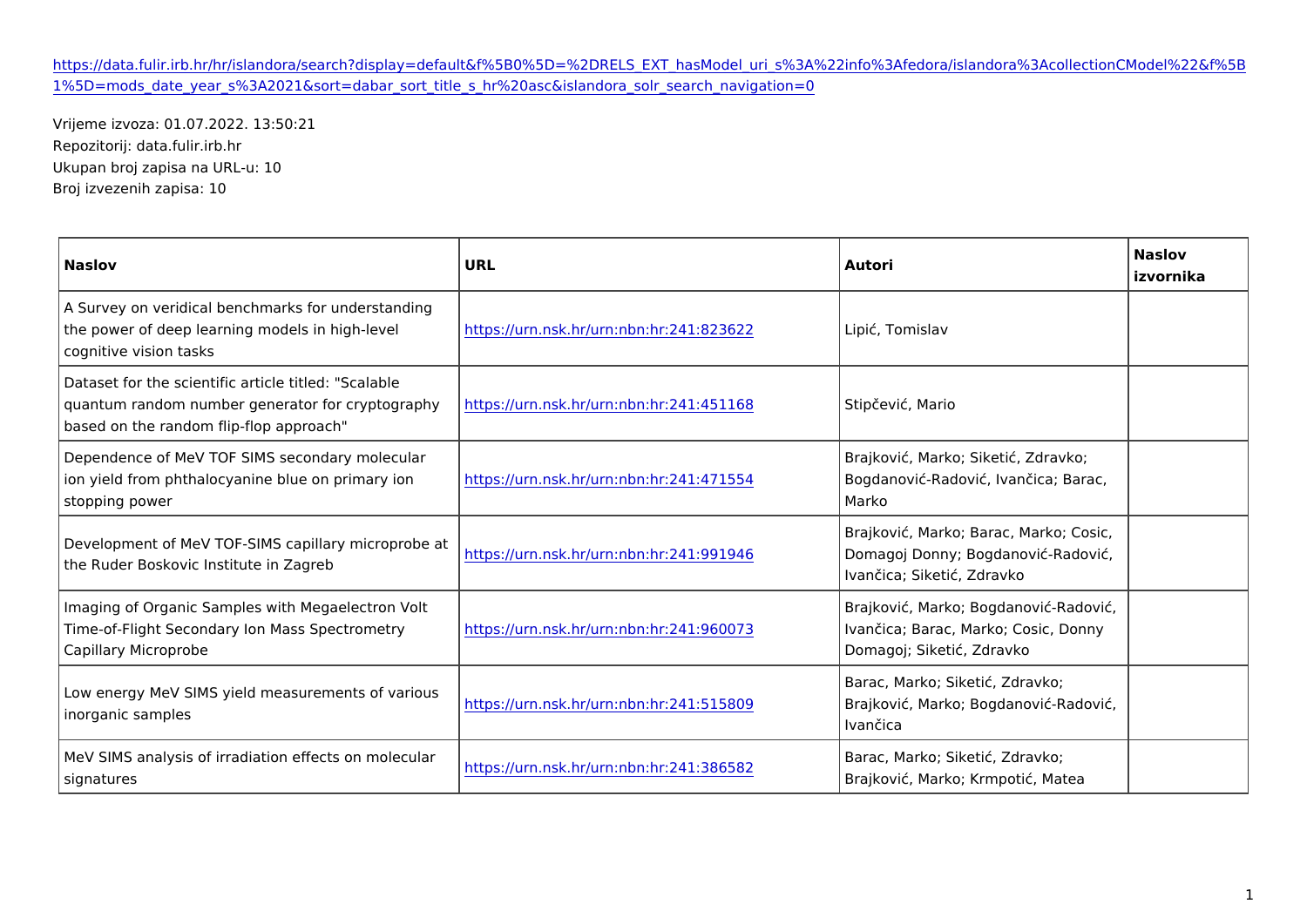https://data.fulir.irb.hr/hr/islandora/search?display=default&f%5B0%5D=%2DRELS_EXT_hasModel_uri_s%3A%22info%3Afedora/islandora%3AcollectionCModel%22&f%5B1%5D=mods_date_year_s%3A2021&sort=dabar_sort_title_s_hr%20asc&islandora_solr_search_navigation=0

Vrijeme izvoza: 01.07.2022. 13:50:21
Repozitorij: data.fulir.irb.hr
Ukupan broj zapisa na URL-u: 10
Broj izvezenih zapisa: 10

| Naslov | URL | Autori | Naslov izvornika |
|---|---|---|---|
| A Survey on veridical benchmarks for understanding the power of deep learning models in high-level cognitive vision tasks | https://urn.nsk.hr/urn:nbn:hr:241:823622 | Lipić, Tomislav | |
| Dataset for the scientific article titled: "Scalable quantum random number generator for cryptography based on the random flip-flop approach" | https://urn.nsk.hr/urn:nbn:hr:241:451168 | Stipčević, Mario | |
| Dependence of MeV TOF SIMS secondary molecular ion yield from phthalocyanine blue on primary ion stopping power | https://urn.nsk.hr/urn:nbn:hr:241:471554 | Brajković, Marko; Siketić, Zdravko; Bogdanović-Radović, Ivančica; Barac, Marko | |
| Development of MeV TOF-SIMS capillary microprobe at the Ruder Boskovic Institute in Zagreb | https://urn.nsk.hr/urn:nbn:hr:241:991946 | Brajković, Marko; Barac, Marko; Cosic, Domagoj Donny; Bogdanović-Radović, Ivančica; Siketić, Zdravko | |
| Imaging of Organic Samples with Megaelectron Volt Time-of-Flight Secondary Ion Mass Spectrometry Capillary Microprobe | https://urn.nsk.hr/urn:nbn:hr:241:960073 | Brajković, Marko; Bogdanović-Radović, Ivančica; Barac, Marko; Cosic, Donny Domagoj; Siketić, Zdravko | |
| Low energy MeV SIMS yield measurements of various inorganic samples | https://urn.nsk.hr/urn:nbn:hr:241:515809 | Barac, Marko; Siketić, Zdravko; Brajković, Marko; Bogdanović-Radović, Ivančica | |
| MeV SIMS analysis of irradiation effects on molecular signatures | https://urn.nsk.hr/urn:nbn:hr:241:386582 | Barac, Marko; Siketić, Zdravko; Brajković, Marko; Krmpotić, Matea | |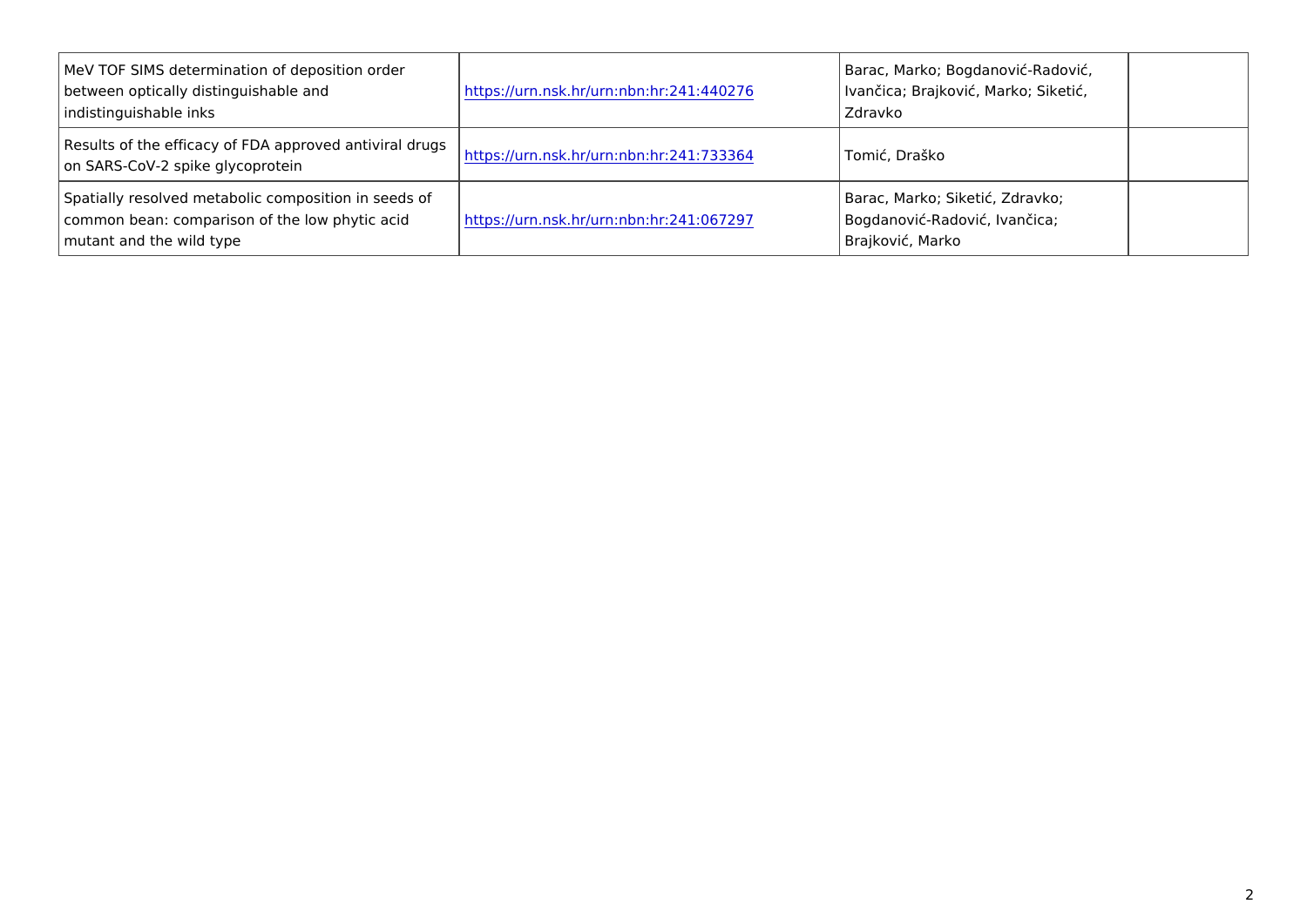| | | | |
|---|---|---|---|
| MeV TOF SIMS determination of deposition order between optically distinguishable and indistinguishable inks | https://urn.nsk.hr/urn:nbn:hr:241:440276 | Barac, Marko; Bogdanović-Radović, Ivančica; Brajković, Marko; Siketić, Zdravko | |
| Results of the efficacy of FDA approved antiviral drugs on SARS-CoV-2 spike glycoprotein | https://urn.nsk.hr/urn:nbn:hr:241:733364 | Tomić, Draško | |
| Spatially resolved metabolic composition in seeds of common bean: comparison of the low phytic acid mutant and the wild type | https://urn.nsk.hr/urn:nbn:hr:241:067297 | Barac, Marko; Siketić, Zdravko; Bogdanović-Radović, Ivančica; Brajković, Marko | |